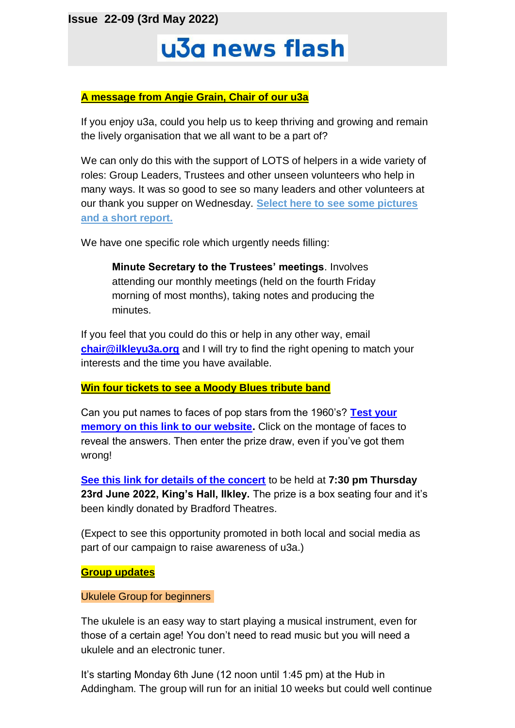Issue 22-09 (3rd May 2022)

# u3a news flash

## A message from Angie Grain, Chair of our u3a

If you enjoy u3a, could you help us to keep thriving and growing and remain the lively organisation that we all want to be a part of?

We can only do this with the support of LOTS of helpers in a wide variety of roles: Group Leaders, Trustees and other unseen volunteers who help in many ways. It was so good to see so many leaders and other volunteers at our thank you supper on Wednesday. **Select here to see some pictures and a short report.**

We have one specific role which urgently needs filling:

> **Minute Secretary to the Trustees' meetings**. Involves attending our monthly meetings (held on the fourth Friday morning of most months), taking notes and producing the minutes.

If you feel that you could do this or help in any other way, email **chair@ilkleyu3a.org** and I will try to find the right opening to match your interests and the time you have available.

## Win four tickets to see a Moody Blues tribute band

Can you put names to faces of pop stars from the 1960's? **Test your memory on this link to our website.** Click on the montage of faces to reveal the answers. Then enter the prize draw, even if you've got them wrong!

**See this link for details of the concert** to be held at **7:30 pm Thursday 23rd June 2022, King's Hall, Ilkley.** The prize is a box seating four and it's been kindly donated by Bradford Theatres.

(Expect to see this opportunity promoted in both local and social media as part of our campaign to raise awareness of u3a.)

## Group updates

### Ukulele Group for beginners

The ukulele is an easy way to start playing a musical instrument, even for those of a certain age! You don't need to read music but you will need a ukulele and an electronic tuner.

It's starting Monday 6th June (12 noon until 1:45 pm) at the Hub in Addingham. The group will run for an initial 10 weeks but could well continue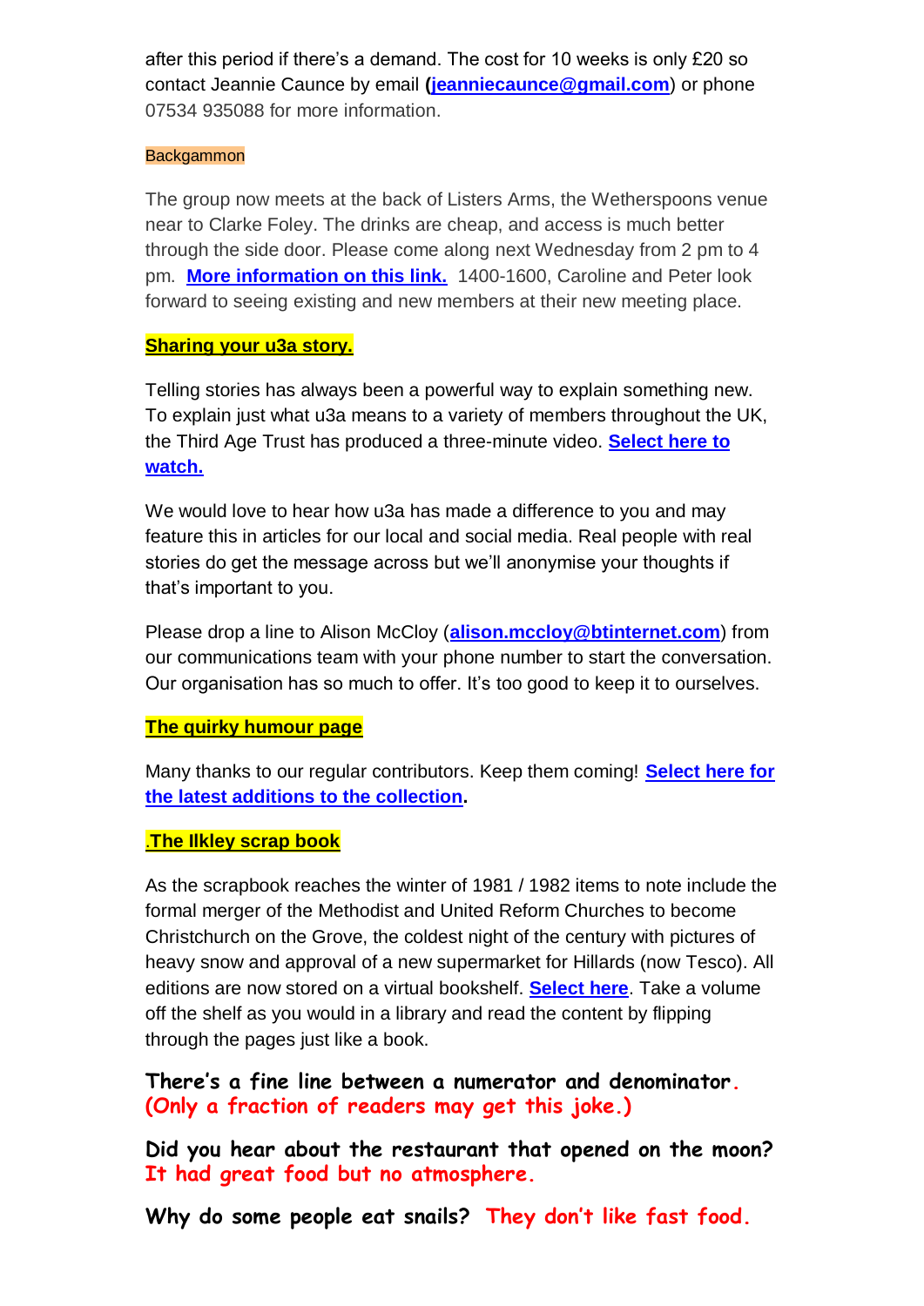after this period if there's a demand. The cost for 10 weeks is only £20 so contact Jeannie Caunce by email (**jeanniecaunce@gmail.com**) or phone 07534 935088 for more information.

Backgammon

The group now meets at the back of Listers Arms, the Wetherspoons venue near to Clarke Foley. The drinks are cheap, and access is much better through the side door. Please come along next Wednesday from 2 pm to 4 pm. **More information on this link.** 1400-1600, Caroline and Peter look forward to seeing existing and new members at their new meeting place.

**Sharing your u3a story.**

Telling stories has always been a powerful way to explain something new. To explain just what u3a means to a variety of members throughout the UK, the Third Age Trust has produced a three-minute video. **Select here to watch.**

We would love to hear how u3a has made a difference to you and may feature this in articles for our local and social media. Real people with real stories do get the message across but we'll anonymise your thoughts if that's important to you.

Please drop a line to Alison McCloy (**alison.mccloy@btinternet.com**) from our communications team with your phone number to start the conversation. Our organisation has so much to offer. It's too good to keep it to ourselves.

**The quirky humour page**

Many thanks to our regular contributors. Keep them coming! **Select here for the latest additions to the collection**.

**.The Ilkley scrap book**

As the scrapbook reaches the winter of 1981 / 1982 items to note include the formal merger of the Methodist and United Reform Churches to become Christchurch on the Grove, the coldest night of the century with pictures of heavy snow and approval of a new supermarket for Hillards (now Tesco). All editions are now stored on a virtual bookshelf. **Select here**. Take a volume off the shelf as you would in a library and read the content by flipping through the pages just like a book.

**There's a fine line between a numerator and denominator. (Only a fraction of readers may get this joke.)**

**Did you hear about the restaurant that opened on the moon? It had great food but no atmosphere.**

**Why do some people eat snails? They don't like fast food.**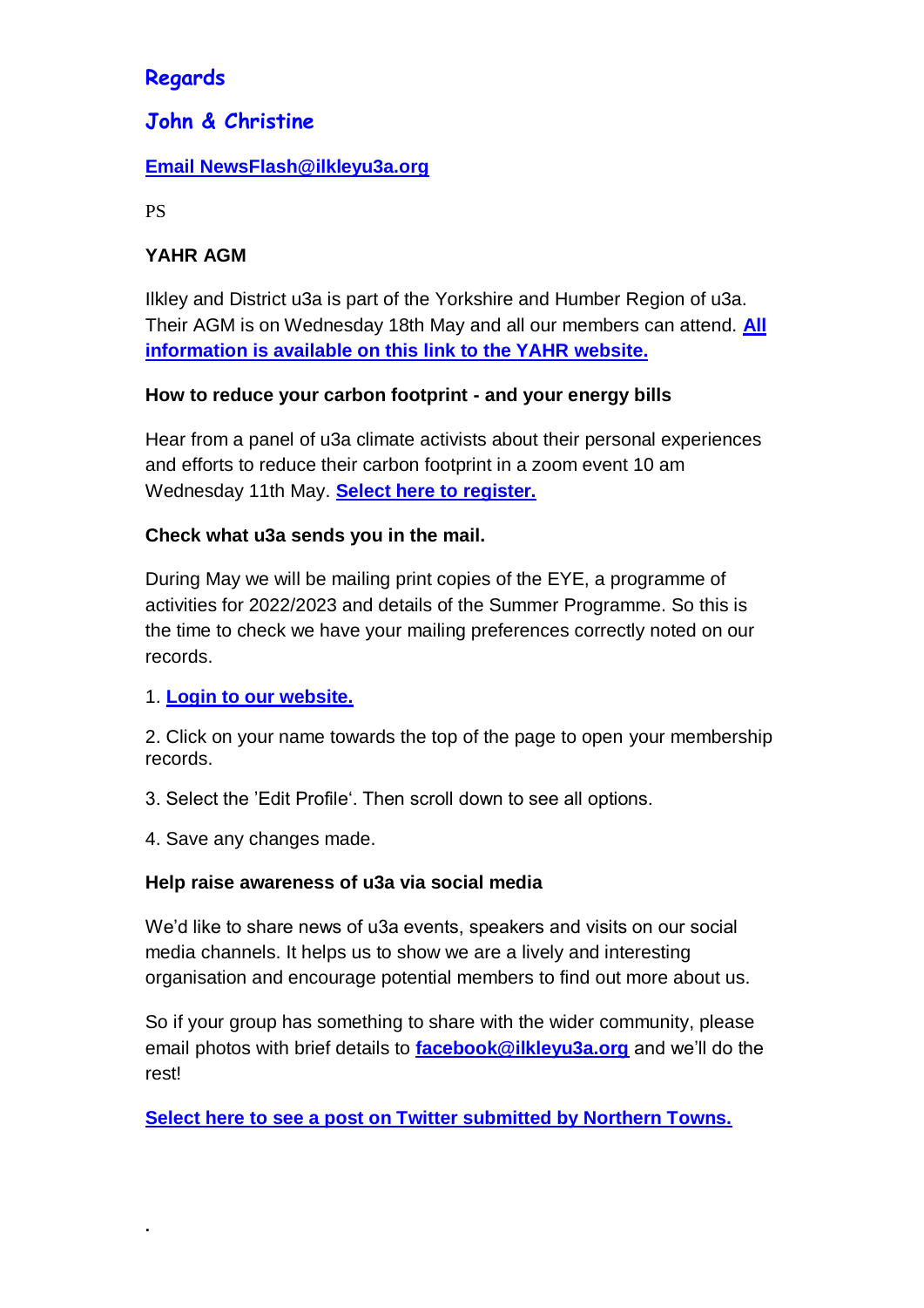**Regards**

**John & Christine**

**Email NewsFlash@ilkleyu3a.org**

PS

**YAHR AGM**

Ilkley and District u3a is part of the Yorkshire and Humber Region of u3a. Their AGM is on Wednesday 18th May and all our members can attend. **All information is available on this link to the YAHR website.**

**How to reduce your carbon footprint - and your energy bills**

Hear from a panel of u3a climate activists about their personal experiences and efforts to reduce their carbon footprint in a zoom event 10 am Wednesday 11th May. **Select here to register.**

**Check what u3a sends you in the mail.**

During May we will be mailing print copies of the EYE, a programme of activities for 2022/2023 and details of the Summer Programme. So this is the time to check we have your mailing preferences correctly noted on our records.

1. **Login to our website.**
2. Click on your name towards the top of the page to open your membership records.
3. Select the 'Edit Profile'. Then scroll down to see all options.
4. Save any changes made.

**Help raise awareness of u3a via social media**

We'd like to share news of u3a events, speakers and visits on our social media channels. It helps us to show we are a lively and interesting organisation and encourage potential members to find out more about us.

So if your group has something to share with the wider community, please email photos with brief details to **facebook@ilkleyu3a.org** and we'll do the rest!

**Select here to see a post on Twitter submitted by Northern Towns.**

.